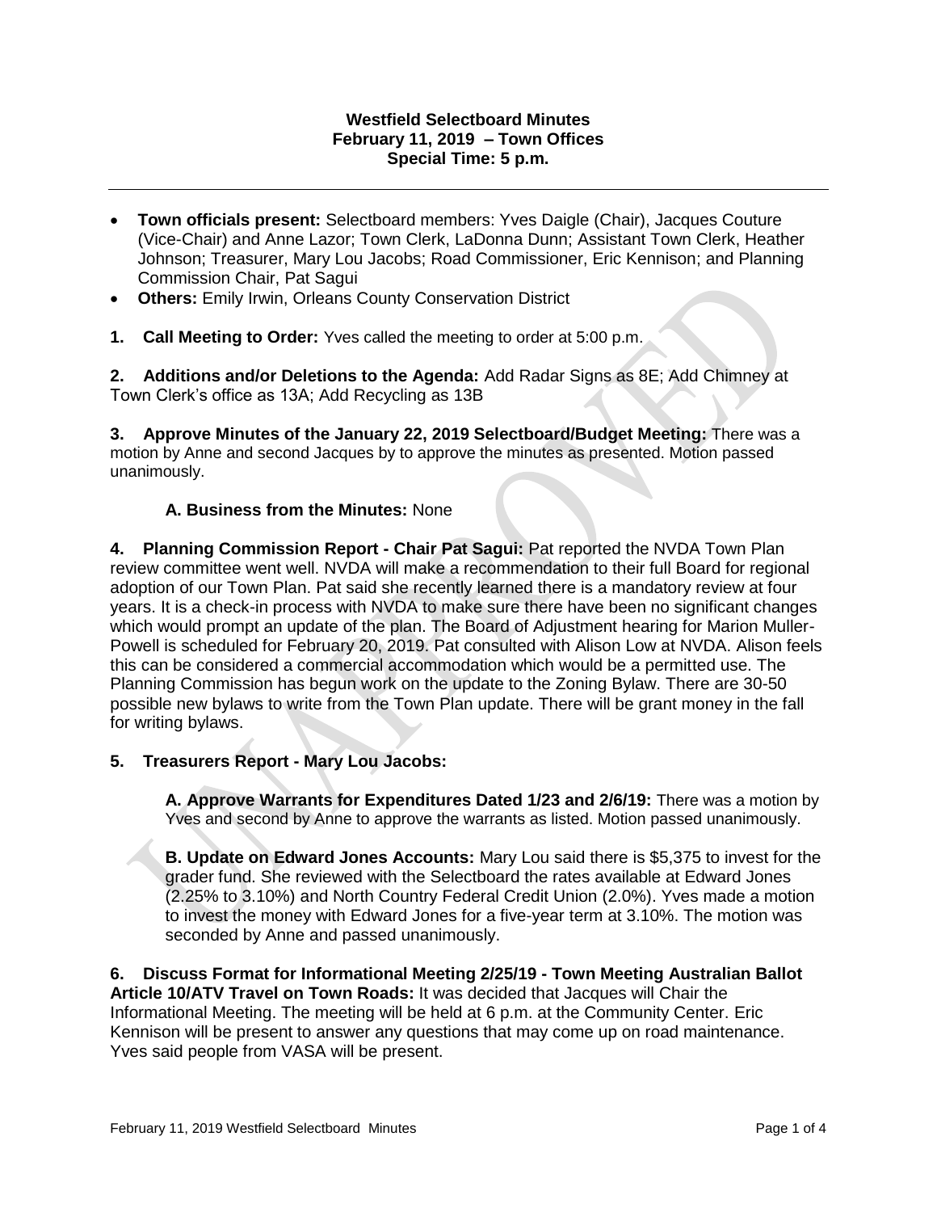**Westfield Selectboard Minutes**
**February 11, 2019 – Town Offices**
**Special Time: 5 p.m.**

---

- **Town officials present:** Selectboard members: Yves Daigle (Chair), Jacques Couture (Vice-Chair) and Anne Lazor; Town Clerk, LaDonna Dunn; Assistant Town Clerk, Heather Johnson; Treasurer, Mary Lou Jacobs; Road Commissioner, Eric Kennison; and Planning Commission Chair, Pat Sagui
- **Others:** Emily Irwin, Orleans County Conservation District

**1. Call Meeting to Order:** Yves called the meeting to order at 5:00 p.m.

**2. Additions and/or Deletions to the Agenda:** Add Radar Signs as 8E; Add Chimney at Town Clerk's office as 13A; Add Recycling as 13B

**3. Approve Minutes of the January 22, 2019 Selectboard/Budget Meeting:** There was a motion by Anne and second Jacques by to approve the minutes as presented. Motion passed unanimously.

**A. Business from the Minutes:** None

**4. Planning Commission Report - Chair Pat Sagui:** Pat reported the NVDA Town Plan review committee went well. NVDA will make a recommendation to their full Board for regional adoption of our Town Plan. Pat said she recently learned there is a mandatory review at four years. It is a check-in process with NVDA to make sure there have been no significant changes which would prompt an update of the plan. The Board of Adjustment hearing for Marion Muller-Powell is scheduled for February 20, 2019. Pat consulted with Alison Low at NVDA. Alison feels this can be considered a commercial accommodation which would be a permitted use. The Planning Commission has begun work on the update to the Zoning Bylaw. There are 30-50 possible new bylaws to write from the Town Plan update. There will be grant money in the fall for writing bylaws.

**5. Treasurers Report - Mary Lou Jacobs:**

**A. Approve Warrants for Expenditures Dated 1/23 and 2/6/19:** There was a motion by Yves and second by Anne to approve the warrants as listed. Motion passed unanimously.

**B. Update on Edward Jones Accounts:** Mary Lou said there is $5,375 to invest for the grader fund. She reviewed with the Selectboard the rates available at Edward Jones (2.25% to 3.10%) and North Country Federal Credit Union (2.0%). Yves made a motion to invest the money with Edward Jones for a five-year term at 3.10%. The motion was seconded by Anne and passed unanimously.

**6. Discuss Format for Informational Meeting 2/25/19 - Town Meeting Australian Ballot Article 10/ATV Travel on Town Roads:** It was decided that Jacques will Chair the Informational Meeting. The meeting will be held at 6 p.m. at the Community Center. Eric Kennison will be present to answer any questions that may come up on road maintenance. Yves said people from VASA will be present.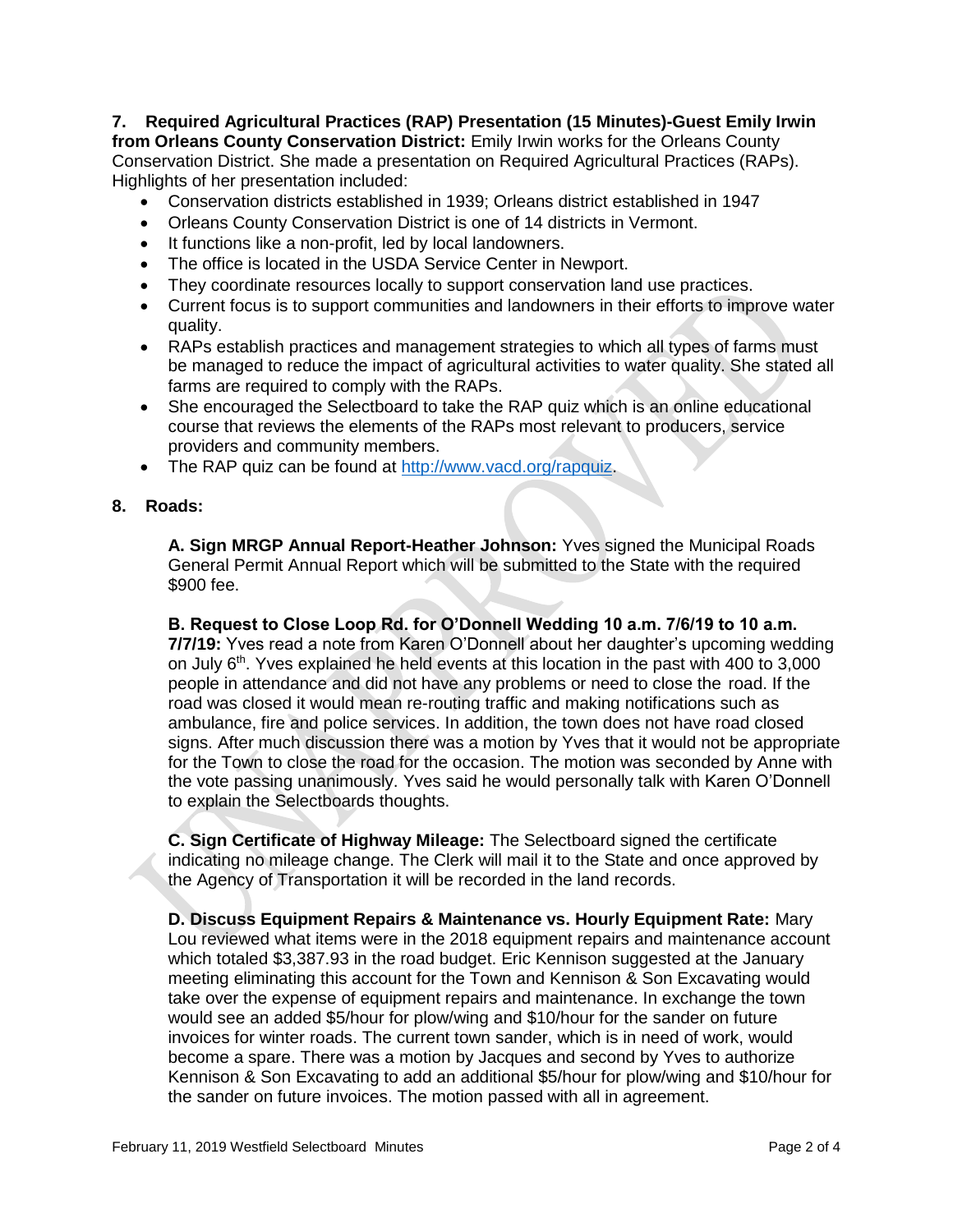**7. Required Agricultural Practices (RAP) Presentation (15 Minutes)-Guest Emily Irwin from Orleans County Conservation District:** Emily Irwin works for the Orleans County Conservation District. She made a presentation on Required Agricultural Practices (RAPs). Highlights of her presentation included:

- Conservation districts established in 1939; Orleans district established in 1947
- Orleans County Conservation District is one of 14 districts in Vermont.
- It functions like a non-profit, led by local landowners.
- The office is located in the USDA Service Center in Newport.
- They coordinate resources locally to support conservation land use practices.
- Current focus is to support communities and landowners in their efforts to improve water quality.
- RAPs establish practices and management strategies to which all types of farms must be managed to reduce the impact of agricultural activities to water quality. She stated all farms are required to comply with the RAPs.
- She encouraged the Selectboard to take the RAP quiz which is an online educational course that reviews the elements of the RAPs most relevant to producers, service providers and community members.
- The RAP quiz can be found at http://www.vacd.org/rapquiz.

**8. Roads:**

**A. Sign MRGP Annual Report-Heather Johnson:** Yves signed the Municipal Roads General Permit Annual Report which will be submitted to the State with the required $900 fee.

**B. Request to Close Loop Rd. for O'Donnell Wedding 10 a.m. 7/6/19 to 10 a.m. 7/7/19:** Yves read a note from Karen O'Donnell about her daughter's upcoming wedding on July 6th. Yves explained he held events at this location in the past with 400 to 3,000 people in attendance and did not have any problems or need to close the road. If the road was closed it would mean re-routing traffic and making notifications such as ambulance, fire and police services. In addition, the town does not have road closed signs. After much discussion there was a motion by Yves that it would not be appropriate for the Town to close the road for the occasion. The motion was seconded by Anne with the vote passing unanimously. Yves said he would personally talk with Karen O'Donnell to explain the Selectboards thoughts.

**C. Sign Certificate of Highway Mileage:** The Selectboard signed the certificate indicating no mileage change. The Clerk will mail it to the State and once approved by the Agency of Transportation it will be recorded in the land records.

**D. Discuss Equipment Repairs & Maintenance vs. Hourly Equipment Rate:** Mary Lou reviewed what items were in the 2018 equipment repairs and maintenance account which totaled $3,387.93 in the road budget. Eric Kennison suggested at the January meeting eliminating this account for the Town and Kennison & Son Excavating would take over the expense of equipment repairs and maintenance. In exchange the town would see an added $5/hour for plow/wing and $10/hour for the sander on future invoices for winter roads. The current town sander, which is in need of work, would become a spare. There was a motion by Jacques and second by Yves to authorize Kennison & Son Excavating to add an additional $5/hour for plow/wing and $10/hour for the sander on future invoices. The motion passed with all in agreement.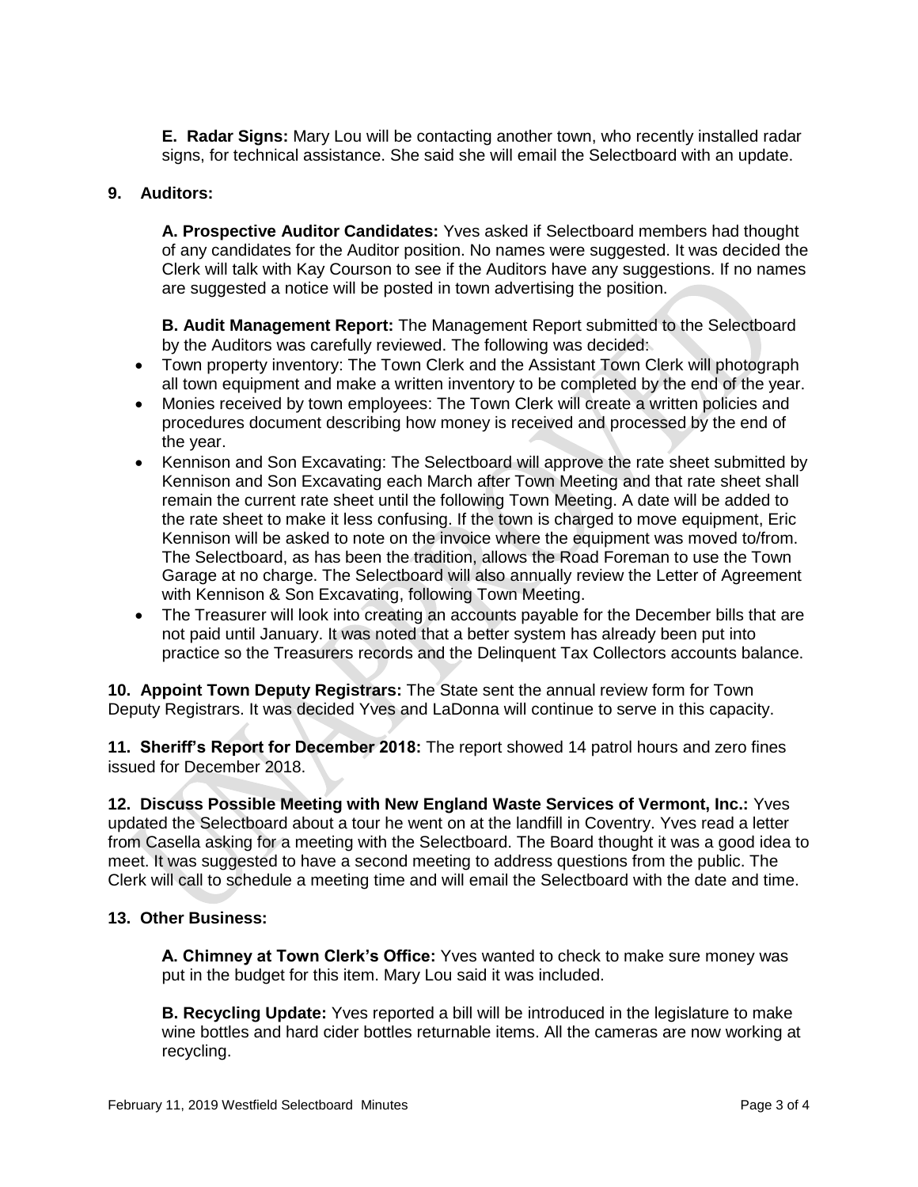**E. Radar Signs:** Mary Lou will be contacting another town, who recently installed radar signs, for technical assistance. She said she will email the Selectboard with an update.

**9. Auditors:**

**A. Prospective Auditor Candidates:** Yves asked if Selectboard members had thought of any candidates for the Auditor position. No names were suggested. It was decided the Clerk will talk with Kay Courson to see if the Auditors have any suggestions. If no names are suggested a notice will be posted in town advertising the position.

**B. Audit Management Report:** The Management Report submitted to the Selectboard by the Auditors was carefully reviewed. The following was decided:

- Town property inventory: The Town Clerk and the Assistant Town Clerk will photograph all town equipment and make a written inventory to be completed by the end of the year.
- Monies received by town employees: The Town Clerk will create a written policies and procedures document describing how money is received and processed by the end of the year.
- Kennison and Son Excavating: The Selectboard will approve the rate sheet submitted by Kennison and Son Excavating each March after Town Meeting and that rate sheet shall remain the current rate sheet until the following Town Meeting. A date will be added to the rate sheet to make it less confusing. If the town is charged to move equipment, Eric Kennison will be asked to note on the invoice where the equipment was moved to/from. The Selectboard, as has been the tradition, allows the Road Foreman to use the Town Garage at no charge. The Selectboard will also annually review the Letter of Agreement with Kennison & Son Excavating, following Town Meeting.
- The Treasurer will look into creating an accounts payable for the December bills that are not paid until January. It was noted that a better system has already been put into practice so the Treasurers records and the Delinquent Tax Collectors accounts balance.

**10. Appoint Town Deputy Registrars:** The State sent the annual review form for Town Deputy Registrars. It was decided Yves and LaDonna will continue to serve in this capacity.

**11. Sheriff's Report for December 2018:** The report showed 14 patrol hours and zero fines issued for December 2018.

**12. Discuss Possible Meeting with New England Waste Services of Vermont, Inc.:** Yves updated the Selectboard about a tour he went on at the landfill in Coventry. Yves read a letter from Casella asking for a meeting with the Selectboard. The Board thought it was a good idea to meet. It was suggested to have a second meeting to address questions from the public. The Clerk will call to schedule a meeting time and will email the Selectboard with the date and time.

**13. Other Business:**

**A. Chimney at Town Clerk's Office:** Yves wanted to check to make sure money was put in the budget for this item. Mary Lou said it was included.

**B. Recycling Update:** Yves reported a bill will be introduced in the legislature to make wine bottles and hard cider bottles returnable items. All the cameras are now working at recycling.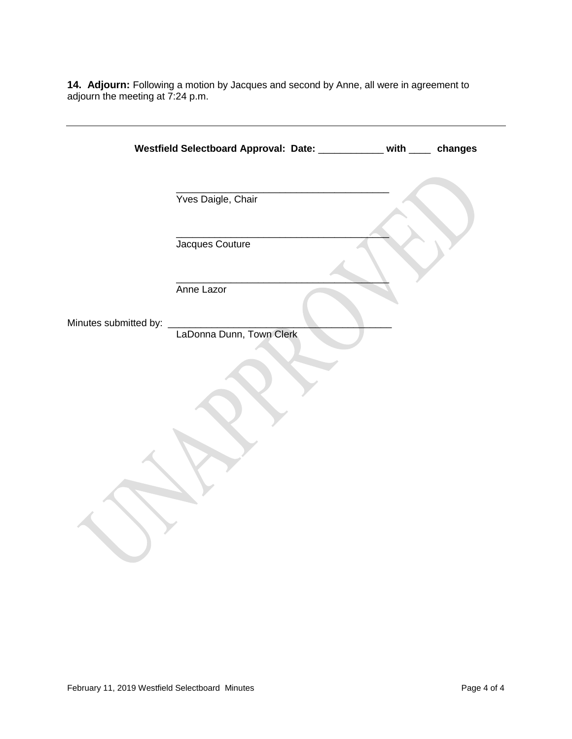**14. Adjourn:** Following a motion by Jacques and second by Anne, all were in agreement to adjourn the meeting at 7:24 p.m.

---

**Westfield Selectboard Approval: Date: ____________ with ____ changes**

________________________________________
Yves Daigle, Chair

________________________________________
Jacques Couture

________________________________________
Anne Lazor

Minutes submitted by: ________________________________________
LaDonna Dunn, Town Clerk

UNAPPROVED